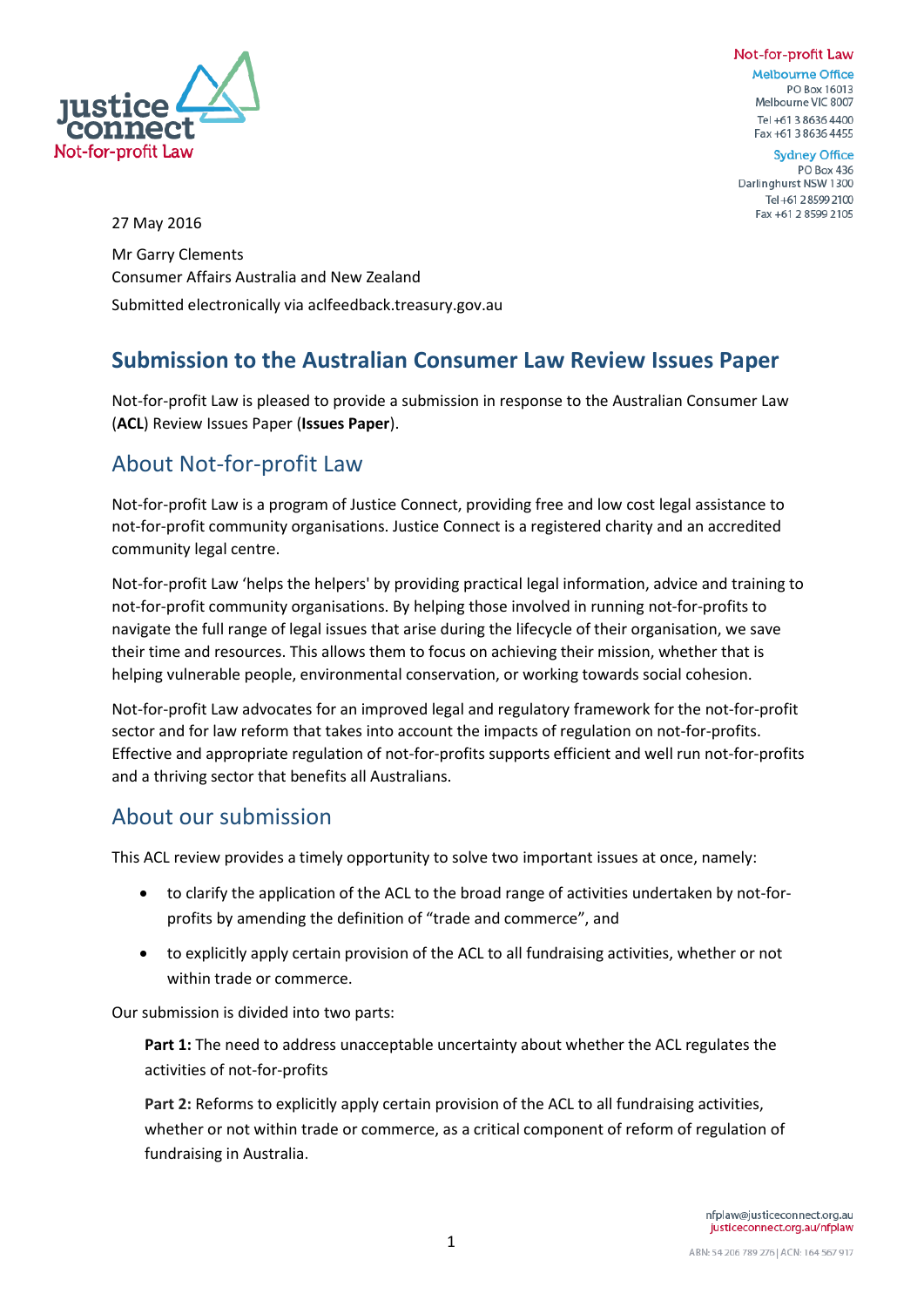Not-for-profit Law

Melbourne Office
PO Box 16013
Melbourne VIC 8007
Tel +61 3 8636 4400
Fax +61 3 8636 4455

Sydney Office
PO Box 436
Darlinghurst NSW 1300
Tel +61 2 8599 2100
Fax +61 2 8599 2105

27 May 2016

Mr Garry Clements
Consumer Affairs Australia and New Zealand
Submitted electronically via aclfeedback.treasury.gov.au

# Submission to the Australian Consumer Law Review Issues Paper

Not-for-profit Law is pleased to provide a submission in response to the Australian Consumer Law (**ACL**) Review Issues Paper (**Issues Paper**).

## About Not-for-profit Law

Not-for-profit Law is a program of Justice Connect, providing free and low cost legal assistance to not-for-profit community organisations. Justice Connect is a registered charity and an accredited community legal centre.

Not-for-profit Law 'helps the helpers' by providing practical legal information, advice and training to not-for-profit community organisations. By helping those involved in running not-for-profits to navigate the full range of legal issues that arise during the lifecycle of their organisation, we save their time and resources. This allows them to focus on achieving their mission, whether that is helping vulnerable people, environmental conservation, or working towards social cohesion.

Not-for-profit Law advocates for an improved legal and regulatory framework for the not-for-profit sector and for law reform that takes into account the impacts of regulation on not-for-profits. Effective and appropriate regulation of not-for-profits supports efficient and well run not-for-profits and a thriving sector that benefits all Australians.

## About our submission

This ACL review provides a timely opportunity to solve two important issues at once, namely:

- to clarify the application of the ACL to the broad range of activities undertaken by not-for-profits by amending the definition of "trade and commerce", and
- to explicitly apply certain provision of the ACL to all fundraising activities, whether or not within trade or commerce.

Our submission is divided into two parts:

**Part 1:** The need to address unacceptable uncertainty about whether the ACL regulates the activities of not-for-profits

**Part 2:** Reforms to explicitly apply certain provision of the ACL to all fundraising activities, whether or not within trade or commerce, as a critical component of reform of regulation of fundraising in Australia.

nfplaw@justiceconnect.org.au
justiceconnect.org.au/nfplaw

ABN: 54 206 789 276 | ACN: 164 567 917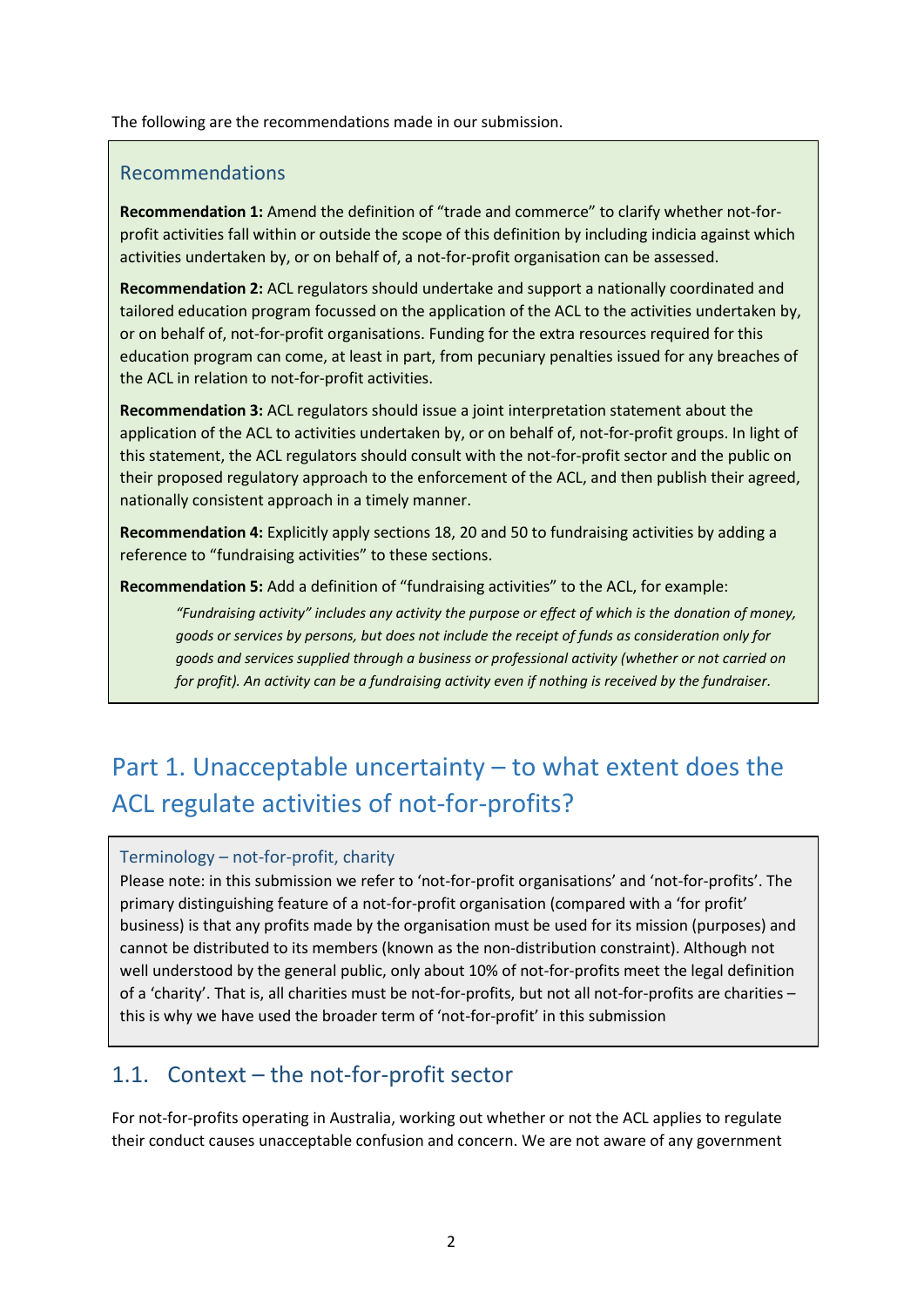The following are the recommendations made in our submission.

### Recommendations

**Recommendation 1:** Amend the definition of "trade and commerce" to clarify whether not-for-profit activities fall within or outside the scope of this definition by including indicia against which activities undertaken by, or on behalf of, a not-for-profit organisation can be assessed.

**Recommendation 2:** ACL regulators should undertake and support a nationally coordinated and tailored education program focussed on the application of the ACL to the activities undertaken by, or on behalf of, not-for-profit organisations. Funding for the extra resources required for this education program can come, at least in part, from pecuniary penalties issued for any breaches of the ACL in relation to not-for-profit activities.

**Recommendation 3:** ACL regulators should issue a joint interpretation statement about the application of the ACL to activities undertaken by, or on behalf of, not-for-profit groups. In light of this statement, the ACL regulators should consult with the not-for-profit sector and the public on their proposed regulatory approach to the enforcement of the ACL, and then publish their agreed, nationally consistent approach in a timely manner.

**Recommendation 4:** Explicitly apply sections 18, 20 and 50 to fundraising activities by adding a reference to "fundraising activities" to these sections.

**Recommendation 5:** Add a definition of "fundraising activities" to the ACL, for example:

> *"Fundraising activity" includes any activity the purpose or effect of which is the donation of money, goods or services by persons, but does not include the receipt of funds as consideration only for goods and services supplied through a business or professional activity (whether or not carried on for profit). An activity can be a fundraising activity even if nothing is received by the fundraiser.*

# Part 1. Unacceptable uncertainty – to what extent does the ACL regulate activities of not-for-profits?

#### Terminology – not-for-profit, charity

Please note: in this submission we refer to 'not-for-profit organisations' and 'not-for-profits'. The primary distinguishing feature of a not-for-profit organisation (compared with a 'for profit' business) is that any profits made by the organisation must be used for its mission (purposes) and cannot be distributed to its members (known as the non-distribution constraint). Although not well understood by the general public, only about 10% of not-for-profits meet the legal definition of a 'charity'. That is, all charities must be not-for-profits, but not all not-for-profits are charities – this is why we have used the broader term of 'not-for-profit' in this submission

## 1.1. Context – the not-for-profit sector

For not-for-profits operating in Australia, working out whether or not the ACL applies to regulate their conduct causes unacceptable confusion and concern. We are not aware of any government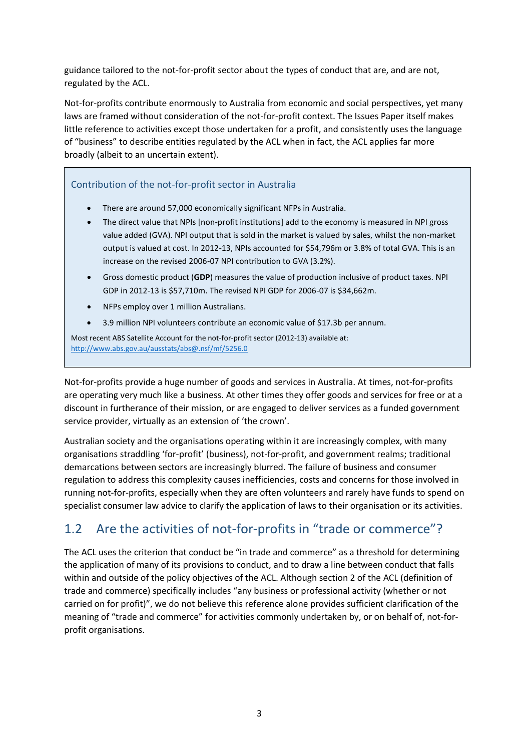guidance tailored to the not-for-profit sector about the types of conduct that are, and are not, regulated by the ACL.

Not-for-profits contribute enormously to Australia from economic and social perspectives, yet many laws are framed without consideration of the not-for-profit context. The Issues Paper itself makes little reference to activities except those undertaken for a profit, and consistently uses the language of "business" to describe entities regulated by the ACL when in fact, the ACL applies far more broadly (albeit to an uncertain extent).

> ### Contribution of the not-for-profit sector in Australia
>
> - There are around 57,000 economically significant NFPs in Australia.
> - The direct value that NPIs [non-profit institutions] add to the economy is measured in NPI gross value added (GVA). NPI output that is sold in the market is valued by sales, whilst the non-market output is valued at cost. In 2012-13, NPIs accounted for $54,796m or 3.8% of total GVA. This is an increase on the revised 2006-07 NPI contribution to GVA (3.2%).
> - Gross domestic product (**GDP**) measures the value of production inclusive of product taxes. NPI GDP in 2012-13 is $57,710m. The revised NPI GDP for 2006-07 is $34,662m.
> - NFPs employ over 1 million Australians.
> - 3.9 million NPI volunteers contribute an economic value of $17.3b per annum.
>
> Most recent ABS Satellite Account for the not-for-profit sector (2012-13) available at: http://www.abs.gov.au/ausstats/abs@.nsf/mf/5256.0

Not-for-profits provide a huge number of goods and services in Australia. At times, not-for-profits are operating very much like a business. At other times they offer goods and services for free or at a discount in furtherance of their mission, or are engaged to deliver services as a funded government service provider, virtually as an extension of 'the crown'.

Australian society and the organisations operating within it are increasingly complex, with many organisations straddling 'for-profit' (business), not-for-profit, and government realms; traditional demarcations between sectors are increasingly blurred. The failure of business and consumer regulation to address this complexity causes inefficiencies, costs and concerns for those involved in running not-for-profits, especially when they are often volunteers and rarely have funds to spend on specialist consumer law advice to clarify the application of laws to their organisation or its activities.

## 1.2 Are the activities of not-for-profits in "trade or commerce"?

The ACL uses the criterion that conduct be "in trade and commerce" as a threshold for determining the application of many of its provisions to conduct, and to draw a line between conduct that falls within and outside of the policy objectives of the ACL. Although section 2 of the ACL (definition of trade and commerce) specifically includes "any business or professional activity (whether or not carried on for profit)", we do not believe this reference alone provides sufficient clarification of the meaning of "trade and commerce" for activities commonly undertaken by, or on behalf of, not-for-profit organisations.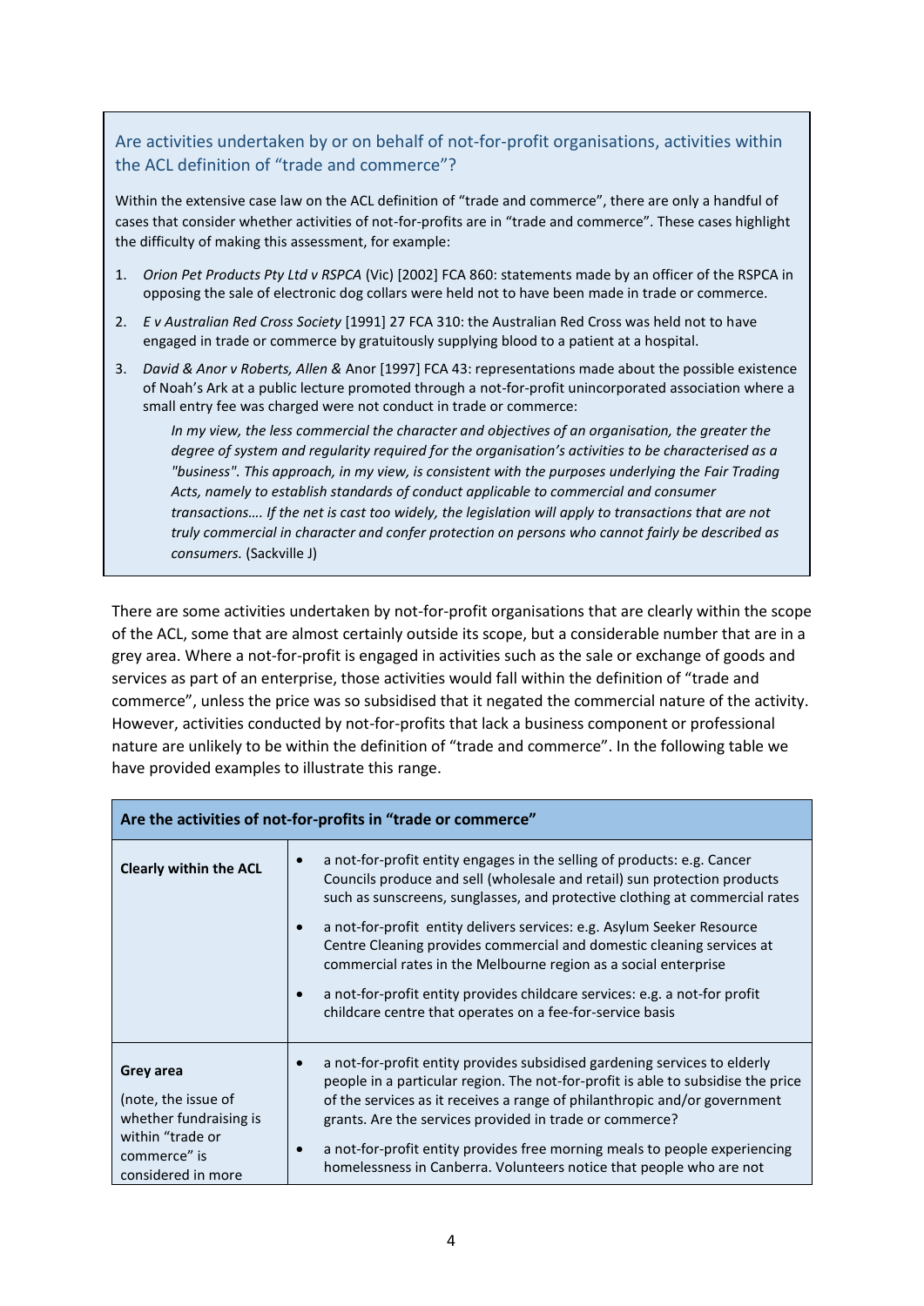### Are activities undertaken by or on behalf of not-for-profit organisations, activities within the ACL definition of "trade and commerce"?

Within the extensive case law on the ACL definition of "trade and commerce", there are only a handful of cases that consider whether activities of not-for-profits are in "trade and commerce". These cases highlight the difficulty of making this assessment, for example:

1. *Orion Pet Products Pty Ltd v RSPCA* (Vic) [2002] FCA 860: statements made by an officer of the RSPCA in opposing the sale of electronic dog collars were held not to have been made in trade or commerce.
2. *E v Australian Red Cross Society* [1991] 27 FCA 310: the Australian Red Cross was held not to have engaged in trade or commerce by gratuitously supplying blood to a patient at a hospital.
3. *David & Anor v Roberts, Allen &* Anor [1997] FCA 43: representations made about the possible existence of Noah's Ark at a public lecture promoted through a not-for-profit unincorporated association where a small entry fee was charged were not conduct in trade or commerce:

   *In my view, the less commercial the character and objectives of an organisation, the greater the degree of system and regularity required for the organisation's activities to be characterised as a "business". This approach, in my view, is consistent with the purposes underlying the Fair Trading Acts, namely to establish standards of conduct applicable to commercial and consumer transactions…. If the net is cast too widely, the legislation will apply to transactions that are not truly commercial in character and confer protection on persons who cannot fairly be described as consumers.* (Sackville J)

There are some activities undertaken by not-for-profit organisations that are clearly within the scope of the ACL, some that are almost certainly outside its scope, but a considerable number that are in a grey area. Where a not-for-profit is engaged in activities such as the sale or exchange of goods and services as part of an enterprise, those activities would fall within the definition of "trade and commerce", unless the price was so subsidised that it negated the commercial nature of the activity. However, activities conducted by not-for-profits that lack a business component or professional nature are unlikely to be within the definition of "trade and commerce". In the following table we have provided examples to illustrate this range.

| Are the activities of not-for-profits in "trade or commerce" | |
|---|---|
| **Clearly within the ACL** | • a not-for-profit entity engages in the selling of products: e.g. Cancer Councils produce and sell (wholesale and retail) sun protection products such as sunscreens, sunglasses, and protective clothing at commercial rates<br>• a not-for-profit entity delivers services: e.g. Asylum Seeker Resource Centre Cleaning provides commercial and domestic cleaning services at commercial rates in the Melbourne region as a social enterprise<br>• a not-for-profit entity provides childcare services: e.g. a not-for profit childcare centre that operates on a fee-for-service basis |
| **Grey area**<br>(note, the issue of whether fundraising is within "trade or commerce" is considered in more | • a not-for-profit entity provides subsidised gardening services to elderly people in a particular region. The not-for-profit is able to subsidise the price of the services as it receives a range of philanthropic and/or government grants. Are the services provided in trade or commerce?<br>• a not-for-profit entity provides free morning meals to people experiencing homelessness in Canberra. Volunteers notice that people who are not |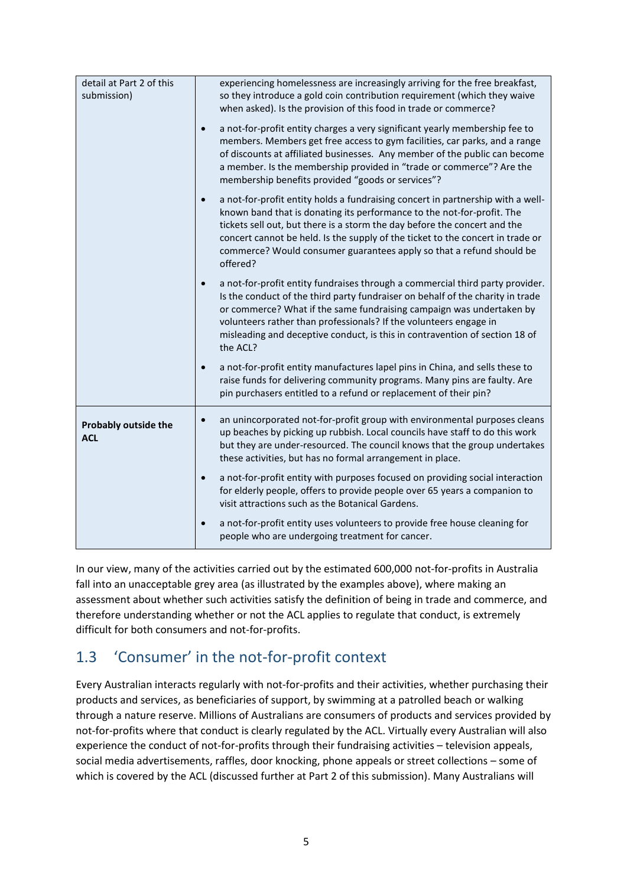| | |
|---|---|
| detail at Part 2 of this submission) | experiencing homelessness are increasingly arriving for the free breakfast, so they introduce a gold coin contribution requirement (which they waive when asked). Is the provision of this food in trade or commerce?<br>• a not-for-profit entity charges a very significant yearly membership fee to members. Members get free access to gym facilities, car parks, and a range of discounts at affiliated businesses. Any member of the public can become a member. Is the membership provided in "trade or commerce"? Are the membership benefits provided "goods or services"?<br>• a not-for-profit entity holds a fundraising concert in partnership with a well-known band that is donating its performance to the not-for-profit. The tickets sell out, but there is a storm the day before the concert and the concert cannot be held. Is the supply of the ticket to the concert in trade or commerce? Would consumer guarantees apply so that a refund should be offered?<br>• a not-for-profit entity fundraises through a commercial third party provider. Is the conduct of the third party fundraiser on behalf of the charity in trade or commerce? What if the same fundraising campaign was undertaken by volunteers rather than professionals? If the volunteers engage in misleading and deceptive conduct, is this in contravention of section 18 of the ACL?<br>• a not-for-profit entity manufactures lapel pins in China, and sells these to raise funds for delivering community programs. Many pins are faulty. Are pin purchasers entitled to a refund or replacement of their pin? |
| **Probably outside the ACL** | • an unincorporated not-for-profit group with environmental purposes cleans up beaches by picking up rubbish. Local councils have staff to do this work but they are under-resourced. The council knows that the group undertakes these activities, but has no formal arrangement in place.<br>• a not-for-profit entity with purposes focused on providing social interaction for elderly people, offers to provide people over 65 years a companion to visit attractions such as the Botanical Gardens.<br>• a not-for-profit entity uses volunteers to provide free house cleaning for people who are undergoing treatment for cancer. |

In our view, many of the activities carried out by the estimated 600,000 not-for-profits in Australia fall into an unacceptable grey area (as illustrated by the examples above), where making an assessment about whether such activities satisfy the definition of being in trade and commerce, and therefore understanding whether or not the ACL applies to regulate that conduct, is extremely difficult for both consumers and not-for-profits.

## 1.3 'Consumer' in the not-for-profit context

Every Australian interacts regularly with not-for-profits and their activities, whether purchasing their products and services, as beneficiaries of support, by swimming at a patrolled beach or walking through a nature reserve. Millions of Australians are consumers of products and services provided by not-for-profits where that conduct is clearly regulated by the ACL. Virtually every Australian will also experience the conduct of not-for-profits through their fundraising activities – television appeals, social media advertisements, raffles, door knocking, phone appeals or street collections – some of which is covered by the ACL (discussed further at Part 2 of this submission). Many Australians will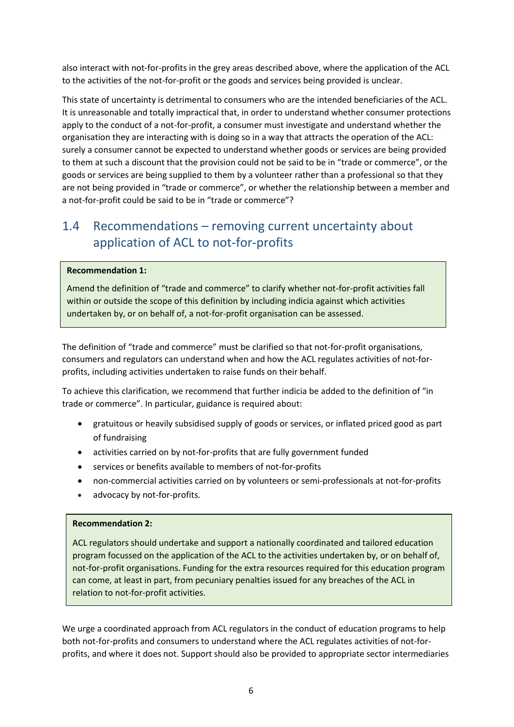also interact with not-for-profits in the grey areas described above, where the application of the ACL to the activities of the not-for-profit or the goods and services being provided is unclear.

This state of uncertainty is detrimental to consumers who are the intended beneficiaries of the ACL. It is unreasonable and totally impractical that, in order to understand whether consumer protections apply to the conduct of a not-for-profit, a consumer must investigate and understand whether the organisation they are interacting with is doing so in a way that attracts the operation of the ACL: surely a consumer cannot be expected to understand whether goods or services are being provided to them at such a discount that the provision could not be said to be in "trade or commerce", or the goods or services are being supplied to them by a volunteer rather than a professional so that they are not being provided in "trade or commerce", or whether the relationship between a member and a not-for-profit could be said to be in "trade or commerce"?

## 1.4 Recommendations – removing current uncertainty about application of ACL to not-for-profits

> **Recommendation 1:**
>
> Amend the definition of "trade and commerce" to clarify whether not-for-profit activities fall within or outside the scope of this definition by including indicia against which activities undertaken by, or on behalf of, a not-for-profit organisation can be assessed.

The definition of "trade and commerce" must be clarified so that not-for-profit organisations, consumers and regulators can understand when and how the ACL regulates activities of not-for-profits, including activities undertaken to raise funds on their behalf.

To achieve this clarification, we recommend that further indicia be added to the definition of "in trade or commerce". In particular, guidance is required about:

- gratuitous or heavily subsidised supply of goods or services, or inflated priced good as part of fundraising
- activities carried on by not-for-profits that are fully government funded
- services or benefits available to members of not-for-profits
- non-commercial activities carried on by volunteers or semi-professionals at not-for-profits
- advocacy by not-for-profits.

> **Recommendation 2:**
>
> ACL regulators should undertake and support a nationally coordinated and tailored education program focussed on the application of the ACL to the activities undertaken by, or on behalf of, not-for-profit organisations. Funding for the extra resources required for this education program can come, at least in part, from pecuniary penalties issued for any breaches of the ACL in relation to not-for-profit activities.

We urge a coordinated approach from ACL regulators in the conduct of education programs to help both not-for-profits and consumers to understand where the ACL regulates activities of not-for-profits, and where it does not. Support should also be provided to appropriate sector intermediaries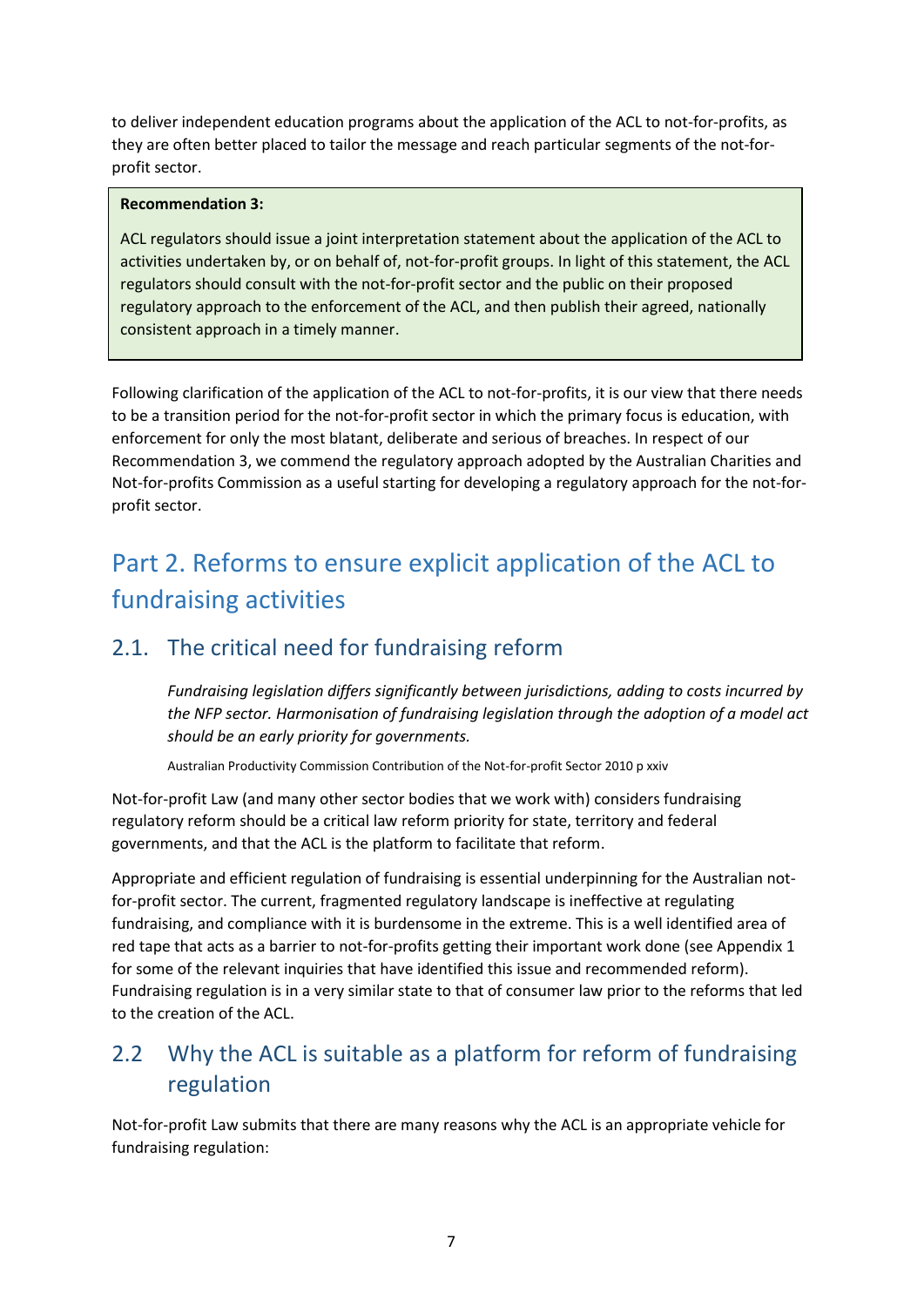to deliver independent education programs about the application of the ACL to not-for-profits, as they are often better placed to tailor the message and reach particular segments of the not-for-profit sector.

> **Recommendation 3:**
>
> ACL regulators should issue a joint interpretation statement about the application of the ACL to activities undertaken by, or on behalf of, not-for-profit groups. In light of this statement, the ACL regulators should consult with the not-for-profit sector and the public on their proposed regulatory approach to the enforcement of the ACL, and then publish their agreed, nationally consistent approach in a timely manner.

Following clarification of the application of the ACL to not-for-profits, it is our view that there needs to be a transition period for the not-for-profit sector in which the primary focus is education, with enforcement for only the most blatant, deliberate and serious of breaches. In respect of our Recommendation 3, we commend the regulatory approach adopted by the Australian Charities and Not-for-profits Commission as a useful starting for developing a regulatory approach for the not-for-profit sector.

# Part 2. Reforms to ensure explicit application of the ACL to fundraising activities

## 2.1. The critical need for fundraising reform

> *Fundraising legislation differs significantly between jurisdictions, adding to costs incurred by the NFP sector. Harmonisation of fundraising legislation through the adoption of a model act should be an early priority for governments.*
>
> Australian Productivity Commission Contribution of the Not-for-profit Sector 2010 p xxiv

Not-for-profit Law (and many other sector bodies that we work with) considers fundraising regulatory reform should be a critical law reform priority for state, territory and federal governments, and that the ACL is the platform to facilitate that reform.

Appropriate and efficient regulation of fundraising is essential underpinning for the Australian not-for-profit sector. The current, fragmented regulatory landscape is ineffective at regulating fundraising, and compliance with it is burdensome in the extreme. This is a well identified area of red tape that acts as a barrier to not-for-profits getting their important work done (see Appendix 1 for some of the relevant inquiries that have identified this issue and recommended reform). Fundraising regulation is in a very similar state to that of consumer law prior to the reforms that led to the creation of the ACL.

## 2.2 Why the ACL is suitable as a platform for reform of fundraising regulation

Not-for-profit Law submits that there are many reasons why the ACL is an appropriate vehicle for fundraising regulation: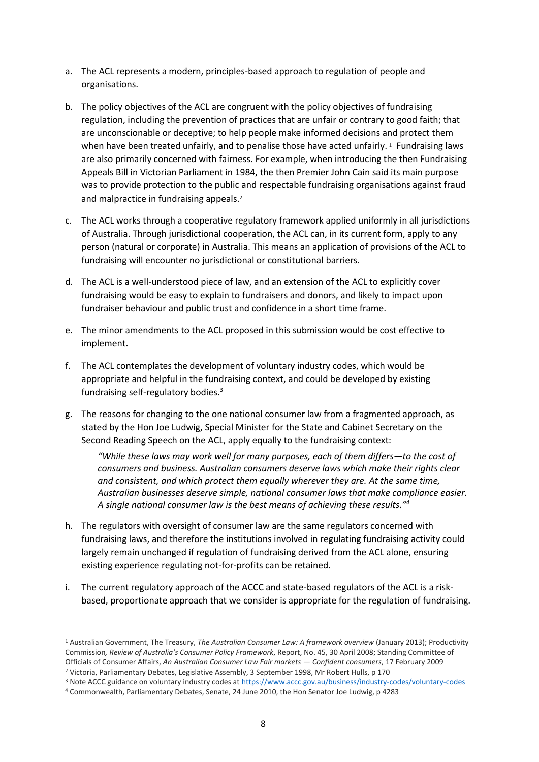a. The ACL represents a modern, principles-based approach to regulation of people and organisations.

b. The policy objectives of the ACL are congruent with the policy objectives of fundraising regulation, including the prevention of practices that are unfair or contrary to good faith; that are unconscionable or deceptive; to help people make informed decisions and protect them when have been treated unfairly, and to penalise those have acted unfairly. [1] Fundraising laws are also primarily concerned with fairness. For example, when introducing the then Fundraising Appeals Bill in Victorian Parliament in 1984, the then Premier John Cain said its main purpose was to provide protection to the public and respectable fundraising organisations against fraud and malpractice in fundraising appeals.[2]

c. The ACL works through a cooperative regulatory framework applied uniformly in all jurisdictions of Australia. Through jurisdictional cooperation, the ACL can, in its current form, apply to any person (natural or corporate) in Australia. This means an application of provisions of the ACL to fundraising will encounter no jurisdictional or constitutional barriers.

d. The ACL is a well-understood piece of law, and an extension of the ACL to explicitly cover fundraising would be easy to explain to fundraisers and donors, and likely to impact upon fundraiser behaviour and public trust and confidence in a short time frame.

e. The minor amendments to the ACL proposed in this submission would be cost effective to implement.

f. The ACL contemplates the development of voluntary industry codes, which would be appropriate and helpful in the fundraising context, and could be developed by existing fundraising self-regulatory bodies.[3]

g. The reasons for changing to the one national consumer law from a fragmented approach, as stated by the Hon Joe Ludwig, Special Minister for the State and Cabinet Secretary on the Second Reading Speech on the ACL, apply equally to the fundraising context:

   *"While these laws may work well for many purposes, each of them differs—to the cost of consumers and business. Australian consumers deserve laws which make their rights clear and consistent, and which protect them equally wherever they are. At the same time, Australian businesses deserve simple, national consumer laws that make compliance easier. A single national consumer law is the best means of achieving these results."*[4]

h. The regulators with oversight of consumer law are the same regulators concerned with fundraising laws, and therefore the institutions involved in regulating fundraising activity could largely remain unchanged if regulation of fundraising derived from the ACL alone, ensuring existing experience regulating not-for-profits can be retained.

i. The current regulatory approach of the ACCC and state-based regulators of the ACL is a risk-based, proportionate approach that we consider is appropriate for the regulation of fundraising.

---

[1] Australian Government, The Treasury, *The Australian Consumer Law: A framework overview* (January 2013); Productivity Commission*, Review of Australia's Consumer Policy Framework*, Report, No. 45, 30 April 2008; Standing Committee of Officials of Consumer Affairs, *An Australian Consumer Law Fair markets — Confident consumers*, 17 February 2009

[2] Victoria, Parliamentary Debates, Legislative Assembly, 3 September 1998, Mr Robert Hulls, p 170

[3] Note ACCC guidance on voluntary industry codes at https://www.accc.gov.au/business/industry-codes/voluntary-codes

[4] Commonwealth, Parliamentary Debates, Senate, 24 June 2010, the Hon Senator Joe Ludwig, p 4283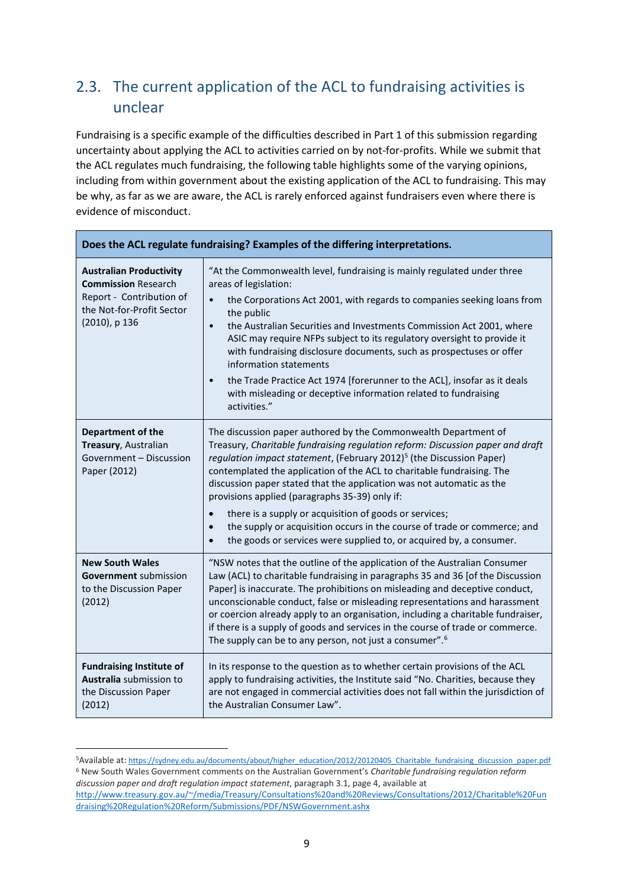## 2.3. The current application of the ACL to fundraising activities is unclear

Fundraising is a specific example of the difficulties described in Part 1 of this submission regarding uncertainty about applying the ACL to activities carried on by not-for-profits. While we submit that the ACL regulates much fundraising, the following table highlights some of the varying opinions, including from within government about the existing application of the ACL to fundraising. This may be why, as far as we are aware, the ACL is rarely enforced against fundraisers even where there is evidence of misconduct.

| **Does the ACL regulate fundraising? Examples of the differing interpretations.** | |
|---|---|
| **Australian Productivity Commission** Research Report - Contribution of the Not-for-Profit Sector (2010), p 136 | "At the Commonwealth level, fundraising is mainly regulated under three areas of legislation:<br>• the Corporations Act 2001, with regards to companies seeking loans from the public<br>• the Australian Securities and Investments Commission Act 2001, where ASIC may require NFPs subject to its regulatory oversight to provide it with fundraising disclosure documents, such as prospectuses or offer information statements<br>• the Trade Practice Act 1974 [forerunner to the ACL], insofar as it deals with misleading or deceptive information related to fundraising activities." |
| **Department of the Treasury**, Australian Government – Discussion Paper (2012) | The discussion paper authored by the Commonwealth Department of Treasury, *Charitable fundraising regulation reform: Discussion paper and draft regulation impact statement*, (February 2012)[5] (the Discussion Paper) contemplated the application of the ACL to charitable fundraising. The discussion paper stated that the application was not automatic as the provisions applied (paragraphs 35-39) only if:<br>• there is a supply or acquisition of goods or services;<br>• the supply or acquisition occurs in the course of trade or commerce; and<br>• the goods or services were supplied to, or acquired by, a consumer. |
| **New South Wales Government** submission to the Discussion Paper (2012) | "NSW notes that the outline of the application of the Australian Consumer Law (ACL) to charitable fundraising in paragraphs 35 and 36 [of the Discussion Paper] is inaccurate. The prohibitions on misleading and deceptive conduct, unconscionable conduct, false or misleading representations and harassment or coercion already apply to an organisation, including a charitable fundraiser, if there is a supply of goods and services in the course of trade or commerce. The supply can be to any person, not just a consumer".[6] |
| **Fundraising Institute of Australia** submission to the Discussion Paper (2012) | In its response to the question as to whether certain provisions of the ACL apply to fundraising activities, the Institute said "No. Charities, because they are not engaged in commercial activities does not fall within the jurisdiction of the Australian Consumer Law". |

[5]Available at: https://sydney.edu.au/documents/about/higher_education/2012/20120405_Charitable_fundraising_discussion_paper.pdf

[6] New South Wales Government comments on the Australian Government's *Charitable fundraising regulation reform discussion paper and draft regulation impact statement*, paragraph 3.1, page 4, available at http://www.treasury.gov.au/~/media/Treasury/Consultations%20and%20Reviews/Consultations/2012/Charitable%20Fundraising%20Regulation%20Reform/Submissions/PDF/NSWGovernment.ashx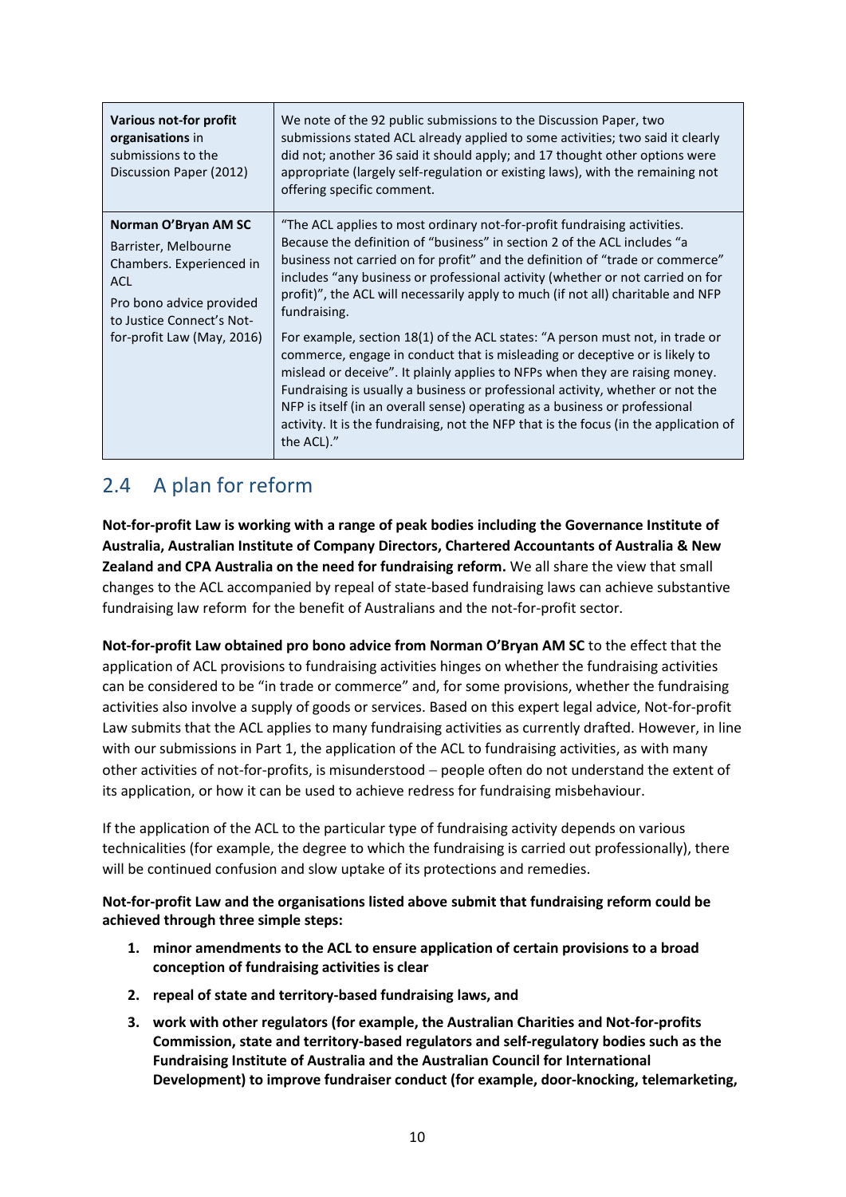| | |
|---|---|
| **Various not-for profit organisations** in submissions to the Discussion Paper (2012) | We note of the 92 public submissions to the Discussion Paper, two submissions stated ACL already applied to some activities; two said it clearly did not; another 36 said it should apply; and 17 thought other options were appropriate (largely self-regulation or existing laws), with the remaining not offering specific comment. |
| **Norman O'Bryan AM SC**<br>Barrister, Melbourne Chambers. Experienced in ACL<br>Pro bono advice provided to Justice Connect's Not-for-profit Law (May, 2016) | "The ACL applies to most ordinary not-for-profit fundraising activities. Because the definition of "business" in section 2 of the ACL includes "a business not carried on for profit" and the definition of "trade or commerce" includes "any business or professional activity (whether or not carried on for profit)", the ACL will necessarily apply to much (if not all) charitable and NFP fundraising.<br><br>For example, section 18(1) of the ACL states: "A person must not, in trade or commerce, engage in conduct that is misleading or deceptive or is likely to mislead or deceive". It plainly applies to NFPs when they are raising money. Fundraising is usually a business or professional activity, whether or not the NFP is itself (in an overall sense) operating as a business or professional activity. It is the fundraising, not the NFP that is the focus (in the application of the ACL)." |

## 2.4 A plan for reform

**Not-for-profit Law is working with a range of peak bodies including the Governance Institute of Australia, Australian Institute of Company Directors, Chartered Accountants of Australia & New Zealand and CPA Australia on the need for fundraising reform.** We all share the view that small changes to the ACL accompanied by repeal of state-based fundraising laws can achieve substantive fundraising law reform for the benefit of Australians and the not-for-profit sector.

**Not-for-profit Law obtained pro bono advice from Norman O'Bryan AM SC** to the effect that the application of ACL provisions to fundraising activities hinges on whether the fundraising activities can be considered to be "in trade or commerce" and, for some provisions, whether the fundraising activities also involve a supply of goods or services. Based on this expert legal advice, Not-for-profit Law submits that the ACL applies to many fundraising activities as currently drafted. However, in line with our submissions in Part 1, the application of the ACL to fundraising activities, as with many other activities of not-for-profits, is misunderstood – people often do not understand the extent of its application, or how it can be used to achieve redress for fundraising misbehaviour.

If the application of the ACL to the particular type of fundraising activity depends on various technicalities (for example, the degree to which the fundraising is carried out professionally), there will be continued confusion and slow uptake of its protections and remedies.

**Not-for-profit Law and the organisations listed above submit that fundraising reform could be achieved through three simple steps:**

1. **minor amendments to the ACL to ensure application of certain provisions to a broad conception of fundraising activities is clear**
2. **repeal of state and territory-based fundraising laws, and**
3. **work with other regulators (for example, the Australian Charities and Not-for-profits Commission, state and territory-based regulators and self-regulatory bodies such as the Fundraising Institute of Australia and the Australian Council for International Development) to improve fundraiser conduct (for example, door-knocking, telemarketing,**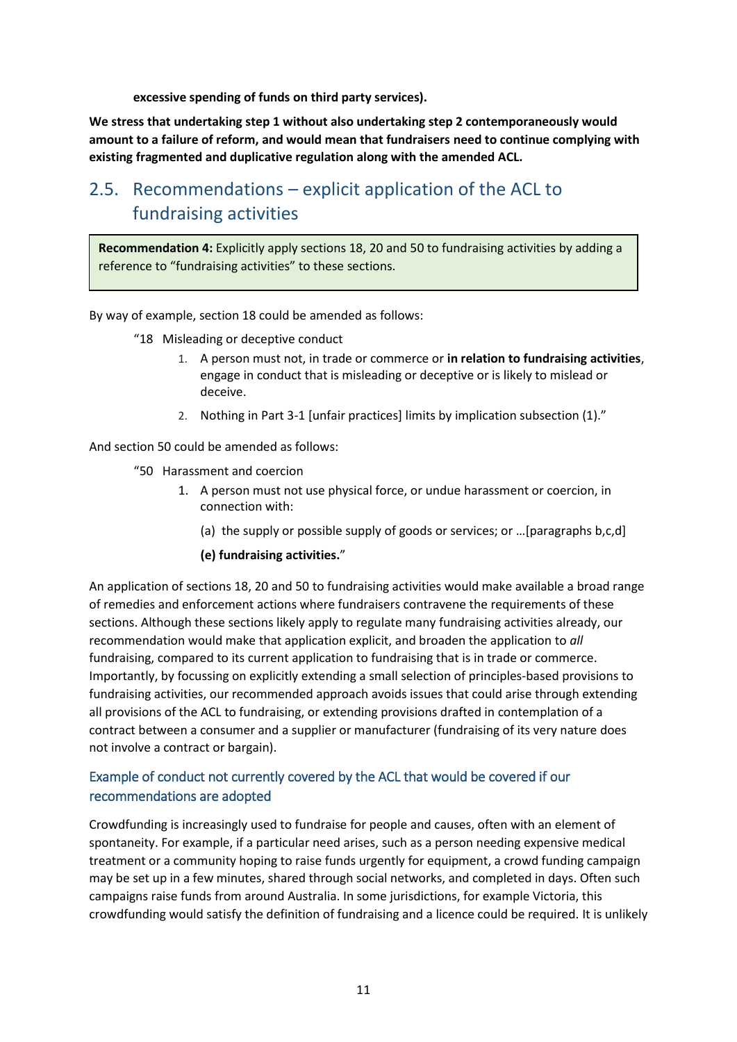**excessive spending of funds on third party services).**

**We stress that undertaking step 1 without also undertaking step 2 contemporaneously would amount to a failure of reform, and would mean that fundraisers need to continue complying with existing fragmented and duplicative regulation along with the amended ACL.**

## 2.5. Recommendations – explicit application of the ACL to fundraising activities

> **Recommendation 4:** Explicitly apply sections 18, 20 and 50 to fundraising activities by adding a reference to "fundraising activities" to these sections.

By way of example, section 18 could be amended as follows:

"18 Misleading or deceptive conduct

1. A person must not, in trade or commerce or **in relation to fundraising activities**, engage in conduct that is misleading or deceptive or is likely to mislead or deceive.
2. Nothing in Part 3-1 [unfair practices] limits by implication subsection (1)."

And section 50 could be amended as follows:

"50 Harassment and coercion

1. A person must not use physical force, or undue harassment or coercion, in connection with:

   (a) the supply or possible supply of goods or services; or …[paragraphs b,c,d]

   **(e) fundraising activities.**"

An application of sections 18, 20 and 50 to fundraising activities would make available a broad range of remedies and enforcement actions where fundraisers contravene the requirements of these sections. Although these sections likely apply to regulate many fundraising activities already, our recommendation would make that application explicit, and broaden the application to *all* fundraising, compared to its current application to fundraising that is in trade or commerce. Importantly, by focussing on explicitly extending a small selection of principles-based provisions to fundraising activities, our recommended approach avoids issues that could arise through extending all provisions of the ACL to fundraising, or extending provisions drafted in contemplation of a contract between a consumer and a supplier or manufacturer (fundraising of its very nature does not involve a contract or bargain).

### Example of conduct not currently covered by the ACL that would be covered if our recommendations are adopted

Crowdfunding is increasingly used to fundraise for people and causes, often with an element of spontaneity. For example, if a particular need arises, such as a person needing expensive medical treatment or a community hoping to raise funds urgently for equipment, a crowd funding campaign may be set up in a few minutes, shared through social networks, and completed in days. Often such campaigns raise funds from around Australia. In some jurisdictions, for example Victoria, this crowdfunding would satisfy the definition of fundraising and a licence could be required. It is unlikely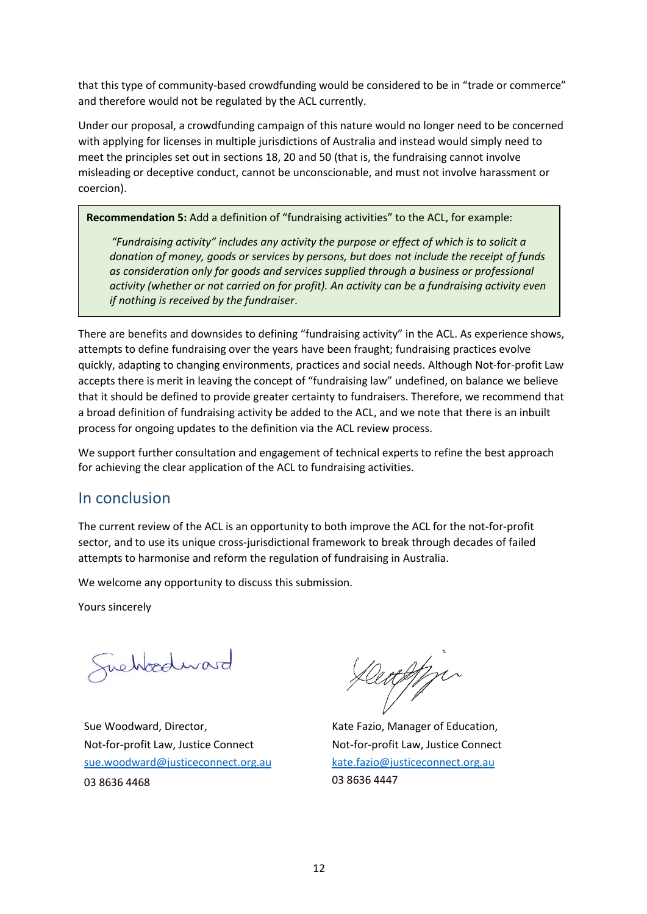that this type of community-based crowdfunding would be considered to be in "trade or commerce" and therefore would not be regulated by the ACL currently.

Under our proposal, a crowdfunding campaign of this nature would no longer need to be concerned with applying for licenses in multiple jurisdictions of Australia and instead would simply need to meet the principles set out in sections 18, 20 and 50 (that is, the fundraising cannot involve misleading or deceptive conduct, cannot be unconscionable, and must not involve harassment or coercion).

> **Recommendation 5:** Add a definition of "fundraising activities" to the ACL, for example:
>
> *"Fundraising activity" includes any activity the purpose or effect of which is to solicit a donation of money, goods or services by persons, but does not include the receipt of funds as consideration only for goods and services supplied through a business or professional activity (whether or not carried on for profit). An activity can be a fundraising activity even if nothing is received by the fundraiser*.

There are benefits and downsides to defining "fundraising activity" in the ACL. As experience shows, attempts to define fundraising over the years have been fraught; fundraising practices evolve quickly, adapting to changing environments, practices and social needs. Although Not-for-profit Law accepts there is merit in leaving the concept of "fundraising law" undefined, on balance we believe that it should be defined to provide greater certainty to fundraisers. Therefore, we recommend that a broad definition of fundraising activity be added to the ACL, and we note that there is an inbuilt process for ongoing updates to the definition via the ACL review process.

We support further consultation and engagement of technical experts to refine the best approach for achieving the clear application of the ACL to fundraising activities.

## In conclusion

The current review of the ACL is an opportunity to both improve the ACL for the not-for-profit sector, and to use its unique cross-jurisdictional framework to break through decades of failed attempts to harmonise and reform the regulation of fundraising in Australia.

We welcome any opportunity to discuss this submission.

Yours sincerely

Sue Woodward, Director,
Not-for-profit Law, Justice Connect
sue.woodward@justiceconnect.org.au
03 8636 4468

Kate Fazio, Manager of Education,
Not-for-profit Law, Justice Connect
kate.fazio@justiceconnect.org.au
03 8636 4447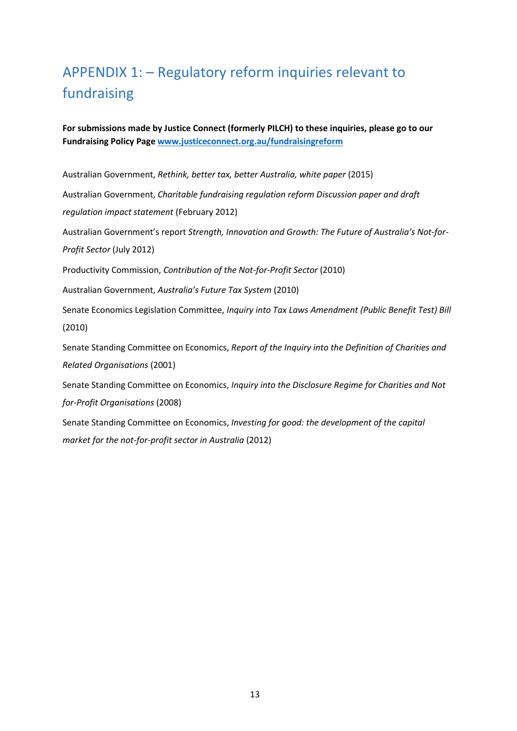# APPENDIX 1: – Regulatory reform inquiries relevant to fundraising

**For submissions made by Justice Connect (formerly PILCH) to these inquiries, please go to our Fundraising Policy Page [www.justiceconnect.org.au/fundraisingreform](http://www.justiceconnect.org.au/fundraisingreform)**

Australian Government, *Rethink, better tax, better Australia, white paper* (2015)

Australian Government, *Charitable fundraising regulation reform Discussion paper and draft regulation impact statement* (February 2012)

Australian Government's report *Strength, Innovation and Growth: The Future of Australia's Not-for-Profit Sector* (July 2012)

Productivity Commission, *Contribution of the Not-for-Profit Sector* (2010)

Australian Government, *Australia's Future Tax System* (2010)

Senate Economics Legislation Committee, *Inquiry into Tax Laws Amendment (Public Benefit Test) Bill* (2010)

Senate Standing Committee on Economics, *Report of the Inquiry into the Definition of Charities and Related Organisations* (2001)

Senate Standing Committee on Economics, *Inquiry into the Disclosure Regime for Charities and Not for-Profit Organisations* (2008)

Senate Standing Committee on Economics, *Investing for good: the development of the capital market for the not-for-profit sector in Australia* (2012)